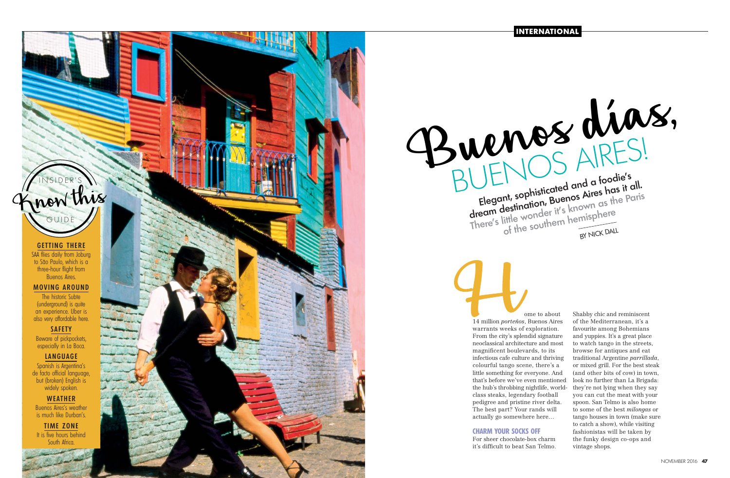INTERNATIONAL

# Buenos días, BUENOS AIRES!

**Elegant, sophisticated and a foodie's dream destination, Buenos Aires has it all. There's little wonder it's known as the Paris of the southern hemisphere**

BY NICK DALL

Home to about 14 million *porteños*, Buenos Aires warrants weeks of exploration. From the city's splendid signature neoclassical architecture and most magnificent boulevards, to its infectious cafe culture and thriving colourful tango scene, there's a little something for everyone. And that's before we've even mentioned the hub's throbbing nightlife, world-class steaks, legendary football pedigree and pristine river delta. The best part? Your rands will actually go somewhere here…

### CHARM YOUR SOCKS OFF

For sheer chocolate-box charm it's difficult to beat San Telmo. Shabby chic and reminiscent of the Mediterranean, it's a favourite among Bohemians and yuppies. It's a great place to watch tango in the streets, browse for antiques and eat traditional Argentine *parrillada*, or mixed grill. For the best steak (and other bits of cow) in town, look no further than La Brigada: they're not lying when they say you can cut the meat with your spoon. San Telmo is also home to some of the best *milongas* or tango houses in town (make sure to catch a show), while visiting fashionistas will be taken by the funky design co-ops and vintage shops.

## INSIDER'S Know this GUIDE

**GETTING THERE**
SAA flies daily from Joburg to São Paulo, which is a three-hour flight from Buenos Aires.

**MOVING AROUND**
The historic Subte (underground) is quite an experience. Uber is also very affordable here.

**SAFETY**
Beware of pickpockets, especially in La Boca.

**LANGUAGE**
Spanish is Argentina's de facto official language, but (broken) English is widely spoken.

**WEATHER**
Buenos Aires's weather is much like Durban's.

**TIME ZONE**
It is five hours behind South Africa.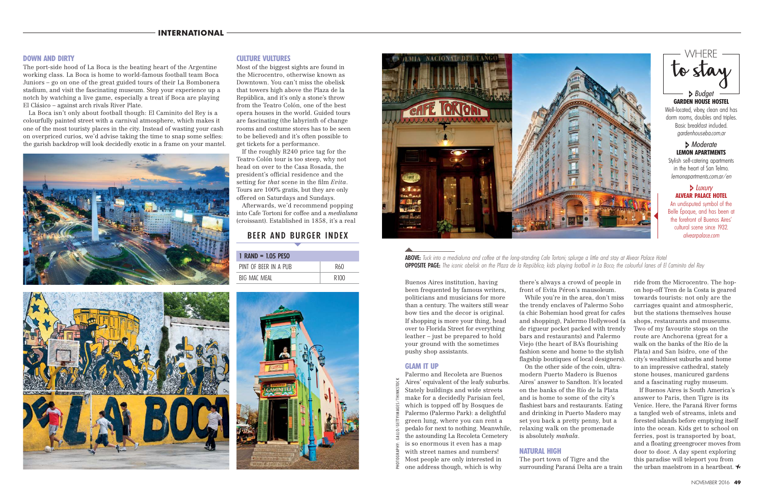## DOWN AND DIRTY

The port-side hood of La Boca is the beating heart of the Argentine working class. La Boca is home to world-famous football team Boca Juniors – go on one of the great guided tours of their La Bombonera stadium, and visit the fascinating museum. Step your experience up a notch by watching a live game, especially a treat if Boca are playing El Clásico – against arch rivals River Plate.

La Boca isn't only about football though: El Caminito del Rey is a colourfully painted street with a carnival atmosphere, which makes it one of the most touristy places in the city. Instead of wasting your cash on overpriced curios, we'd advise taking the time to snap some selfies: the garish backdrop will look decidedly exotic in a frame on your mantel.

## CULTURE VULTURES

Most of the biggest sights are found in the Microcentro, otherwise known as Downtown. You can't miss the obelisk that towers high above the Plaza de la República, and it's only a stone's throw from the Teatro Colón, one of the best opera houses in the world. Guided tours are fascinating (the labyrinth of change rooms and costume stores has to be seen to be believed) and it's often possible to get tickets for a performance.

If the roughly R240 price tag for the Teatro Colón tour is too steep, why not head on over to the Casa Rosada, the president's official residence and the setting for *that* scene in the film *Evita*. Tours are 100% gratis, but they are only offered on Saturdays and Sundays.

Afterwards, we'd recommend popping into Cafe Tortoni for coffee and a *medialuna* (croissant). Established in 1858, it's a real Buenos Aires institution, having been frequented by famous writers, politicians and musicians for more than a century. The waiters still wear bow ties and the decor is original. If shopping is more your thing, head over to Florida Street for everything leather – just be prepared to hold your ground with the sometimes pushy shop assistants.

### BEER AND BURGER INDEX

| 1 RAND = 1.05 PESO | |
|---|---|
| PINT OF BEER IN A PUB | R60 |
| BIG MAC MEAL | R100 |

## GLAM IT UP

Palermo and Recoleta are Buenos Aires' equivalent of the leafy suburbs. Stately buildings and wide streets make for a decidedly Parisian feel, which is topped off by Bosques de Palermo (Palermo Park): a delightful green lung, where you can rent a pedalo for next to nothing. Meanwhile, the astounding La Recoleta Cemetery is so enormous it even has a map with street names and numbers! Most people are only interested in one address though, which is why there's always a crowd of people in front of Evita Péron's mausoleum.

While you're in the area, don't miss the trendy enclaves of Palermo Soho (a chic Bohemian hood great for cafes and shopping), Palermo Hollywood (a de rigueur pocket packed with trendy bars and restaurants) and Palermo Viejo (the heart of BA's flourishing fashion scene and home to the stylish flagship boutiques of local designers).

On the other side of the coin, ultra-modern Puerto Madero is Buenos Aires' answer to Sandton. It's located on the banks of the Río de la Plata and is home to some of the city's flashiest bars and restaurants. Eating and drinking in Puerto Madero may set you back a pretty penny, but a relaxing walk on the promenade is absolutely *mahala*.

## NATURAL HIGH

The port town of Tigre and the surrounding Paraná Delta are a train ride from the Microcentro. The hop-on hop-off Tren de la Costa is geared towards tourists: not only are the carriages quaint and atmospheric, but the stations themselves house shops, restaurants and museums. Two of my favourite stops on the route are Anchorena (great for a walk on the banks of the Río de la Plata) and San Isidro, one of the city's wealthiest suburbs and home to an impressive cathedral, stately stone houses, manicured gardens and a fascinating rugby museum.

If Buenos Aires is South America's answer to Paris, then Tigre is its Venice. Here, the Paraná River forms a tangled web of streams, inlets and forested islands before emptying itself into the ocean. Kids get to school on ferries, post is transported by boat, and a floating greengrocer moves from door to door. A day spent exploring this paradise will teleport you from the urban maelstrom in a heartbeat.

**ABOVE:** *Tuck into a medialuna and coffee at the long-standing Cafe Tortoni; splurge a little and stay at Alvear Palace Hotel*
**OPPOSITE PAGE:** *The iconic obelisk on the Plaza de la República; kids playing football in La Boco; the colourful lanes of El Caminito del Rey*

PHOTOGRAPHY: GALLO/GETTYIMAGES/THINKSTOCK

## WHERE to stay

*Budget*
**GARDEN HOUSE HOSTEL**
Well-located, vibey, clean and has dorm rooms, doubles and triples. Basic breakfast included.
*gardenhouseba.com.ar*

*Moderate*
**LEMON APARTMENTS**
Stylish self-catering apartments in the heart of San Telmo.
*lemonapartments.com.ar/en*

*Luxury*
**ALVEAR PALACE HOTEL**
An undisputed symbol of the Belle Époque, and has been at the forefront of Buenos Aires' cultural scene since 1932.
*alvearpalace.com*